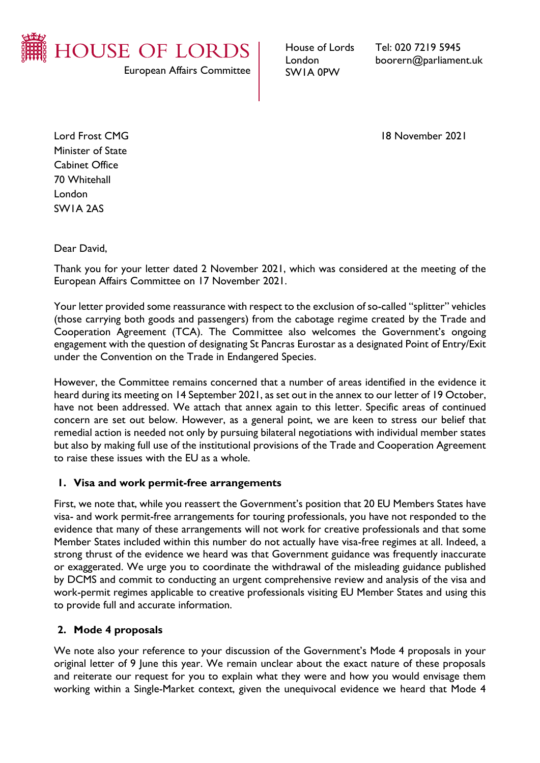# HOUSE OF LORDS

European Affairs Committee

House of Lords
London
SW1A 0PW

Tel: 020 7219 5945
boorern@parliament.uk

Lord Frost CMG
Minister of State
Cabinet Office
70 Whitehall
London
SW1A 2AS

18 November 2021

Dear David,

Thank you for your letter dated 2 November 2021, which was considered at the meeting of the European Affairs Committee on 17 November 2021.

Your letter provided some reassurance with respect to the exclusion of so-called "splitter" vehicles (those carrying both goods and passengers) from the cabotage regime created by the Trade and Cooperation Agreement (TCA). The Committee also welcomes the Government's ongoing engagement with the question of designating St Pancras Eurostar as a designated Point of Entry/Exit under the Convention on the Trade in Endangered Species.

However, the Committee remains concerned that a number of areas identified in the evidence it heard during its meeting on 14 September 2021, as set out in the annex to our letter of 19 October, have not been addressed. We attach that annex again to this letter. Specific areas of continued concern are set out below. However, as a general point, we are keen to stress our belief that remedial action is needed not only by pursuing bilateral negotiations with individual member states but also by making full use of the institutional provisions of the Trade and Cooperation Agreement to raise these issues with the EU as a whole.

## 1. Visa and work permit-free arrangements

First, we note that, while you reassert the Government's position that 20 EU Members States have visa- and work permit-free arrangements for touring professionals, you have not responded to the evidence that many of these arrangements will not work for creative professionals and that some Member States included within this number do not actually have visa-free regimes at all. Indeed, a strong thrust of the evidence we heard was that Government guidance was frequently inaccurate or exaggerated. We urge you to coordinate the withdrawal of the misleading guidance published by DCMS and commit to conducting an urgent comprehensive review and analysis of the visa and work-permit regimes applicable to creative professionals visiting EU Member States and using this to provide full and accurate information.

## 2. Mode 4 proposals

We note also your reference to your discussion of the Government's Mode 4 proposals in your original letter of 9 June this year. We remain unclear about the exact nature of these proposals and reiterate our request for you to explain what they were and how you would envisage them working within a Single-Market context, given the unequivocal evidence we heard that Mode 4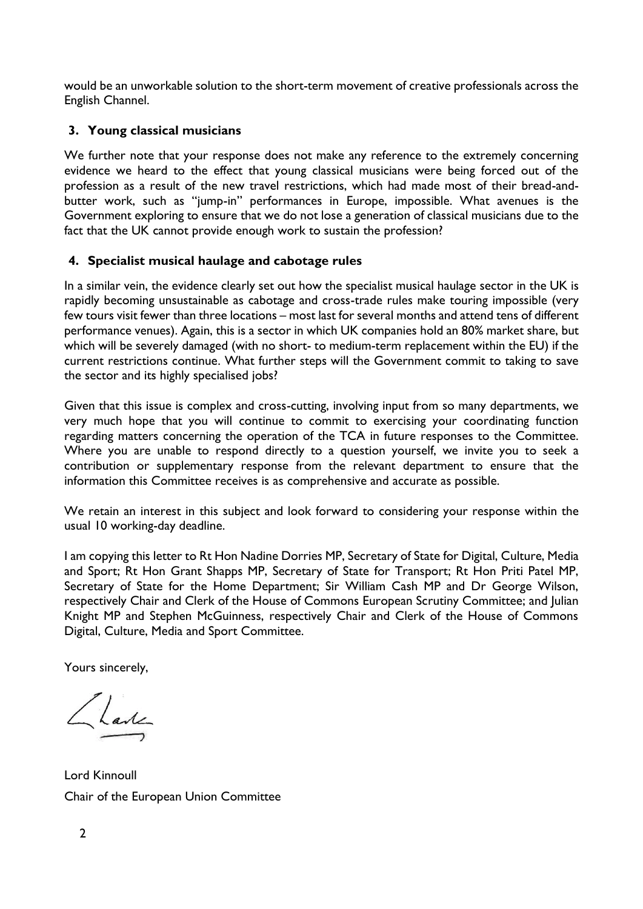would be an unworkable solution to the short-term movement of creative professionals across the English Channel.

### 3. Young classical musicians

We further note that your response does not make any reference to the extremely concerning evidence we heard to the effect that young classical musicians were being forced out of the profession as a result of the new travel restrictions, which had made most of their bread-and-butter work, such as "jump-in" performances in Europe, impossible. What avenues is the Government exploring to ensure that we do not lose a generation of classical musicians due to the fact that the UK cannot provide enough work to sustain the profession?

### 4. Specialist musical haulage and cabotage rules

In a similar vein, the evidence clearly set out how the specialist musical haulage sector in the UK is rapidly becoming unsustainable as cabotage and cross-trade rules make touring impossible (very few tours visit fewer than three locations – most last for several months and attend tens of different performance venues). Again, this is a sector in which UK companies hold an 80% market share, but which will be severely damaged (with no short- to medium-term replacement within the EU) if the current restrictions continue. What further steps will the Government commit to taking to save the sector and its highly specialised jobs?

Given that this issue is complex and cross-cutting, involving input from so many departments, we very much hope that you will continue to commit to exercising your coordinating function regarding matters concerning the operation of the TCA in future responses to the Committee. Where you are unable to respond directly to a question yourself, we invite you to seek a contribution or supplementary response from the relevant department to ensure that the information this Committee receives is as comprehensive and accurate as possible.

We retain an interest in this subject and look forward to considering your response within the usual 10 working-day deadline.

I am copying this letter to Rt Hon Nadine Dorries MP, Secretary of State for Digital, Culture, Media and Sport; Rt Hon Grant Shapps MP, Secretary of State for Transport; Rt Hon Priti Patel MP, Secretary of State for the Home Department; Sir William Cash MP and Dr George Wilson, respectively Chair and Clerk of the House of Commons European Scrutiny Committee; and Julian Knight MP and Stephen McGuinness, respectively Chair and Clerk of the House of Commons Digital, Culture, Media and Sport Committee.

Yours sincerely,

Lord Kinnoull
Chair of the European Union Committee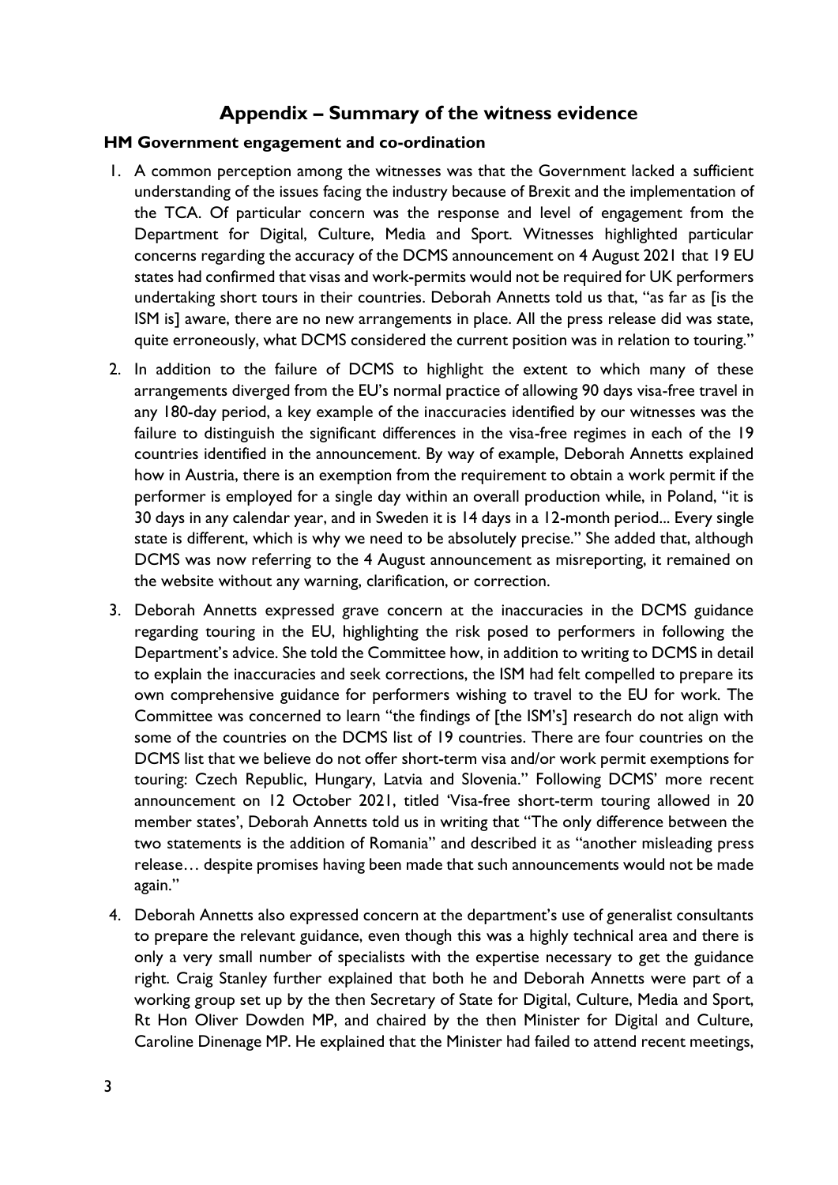# Appendix – Summary of the witness evidence

## HM Government engagement and co-ordination

1. A common perception among the witnesses was that the Government lacked a sufficient understanding of the issues facing the industry because of Brexit and the implementation of the TCA. Of particular concern was the response and level of engagement from the Department for Digital, Culture, Media and Sport. Witnesses highlighted particular concerns regarding the accuracy of the DCMS announcement on 4 August 2021 that 19 EU states had confirmed that visas and work-permits would not be required for UK performers undertaking short tours in their countries. Deborah Annetts told us that, "as far as [is the ISM is] aware, there are no new arrangements in place. All the press release did was state, quite erroneously, what DCMS considered the current position was in relation to touring."

2. In addition to the failure of DCMS to highlight the extent to which many of these arrangements diverged from the EU's normal practice of allowing 90 days visa-free travel in any 180-day period, a key example of the inaccuracies identified by our witnesses was the failure to distinguish the significant differences in the visa-free regimes in each of the 19 countries identified in the announcement. By way of example, Deborah Annetts explained how in Austria, there is an exemption from the requirement to obtain a work permit if the performer is employed for a single day within an overall production while, in Poland, "it is 30 days in any calendar year, and in Sweden it is 14 days in a 12-month period... Every single state is different, which is why we need to be absolutely precise." She added that, although DCMS was now referring to the 4 August announcement as misreporting, it remained on the website without any warning, clarification, or correction.

3. Deborah Annetts expressed grave concern at the inaccuracies in the DCMS guidance regarding touring in the EU, highlighting the risk posed to performers in following the Department's advice. She told the Committee how, in addition to writing to DCMS in detail to explain the inaccuracies and seek corrections, the ISM had felt compelled to prepare its own comprehensive guidance for performers wishing to travel to the EU for work. The Committee was concerned to learn "the findings of [the ISM's] research do not align with some of the countries on the DCMS list of 19 countries. There are four countries on the DCMS list that we believe do not offer short-term visa and/or work permit exemptions for touring: Czech Republic, Hungary, Latvia and Slovenia." Following DCMS' more recent announcement on 12 October 2021, titled 'Visa-free short-term touring allowed in 20 member states', Deborah Annetts told us in writing that "The only difference between the two statements is the addition of Romania" and described it as "another misleading press release… despite promises having been made that such announcements would not be made again."

4. Deborah Annetts also expressed concern at the department's use of generalist consultants to prepare the relevant guidance, even though this was a highly technical area and there is only a very small number of specialists with the expertise necessary to get the guidance right. Craig Stanley further explained that both he and Deborah Annetts were part of a working group set up by the then Secretary of State for Digital, Culture, Media and Sport, Rt Hon Oliver Dowden MP, and chaired by the then Minister for Digital and Culture, Caroline Dinenage MP. He explained that the Minister had failed to attend recent meetings,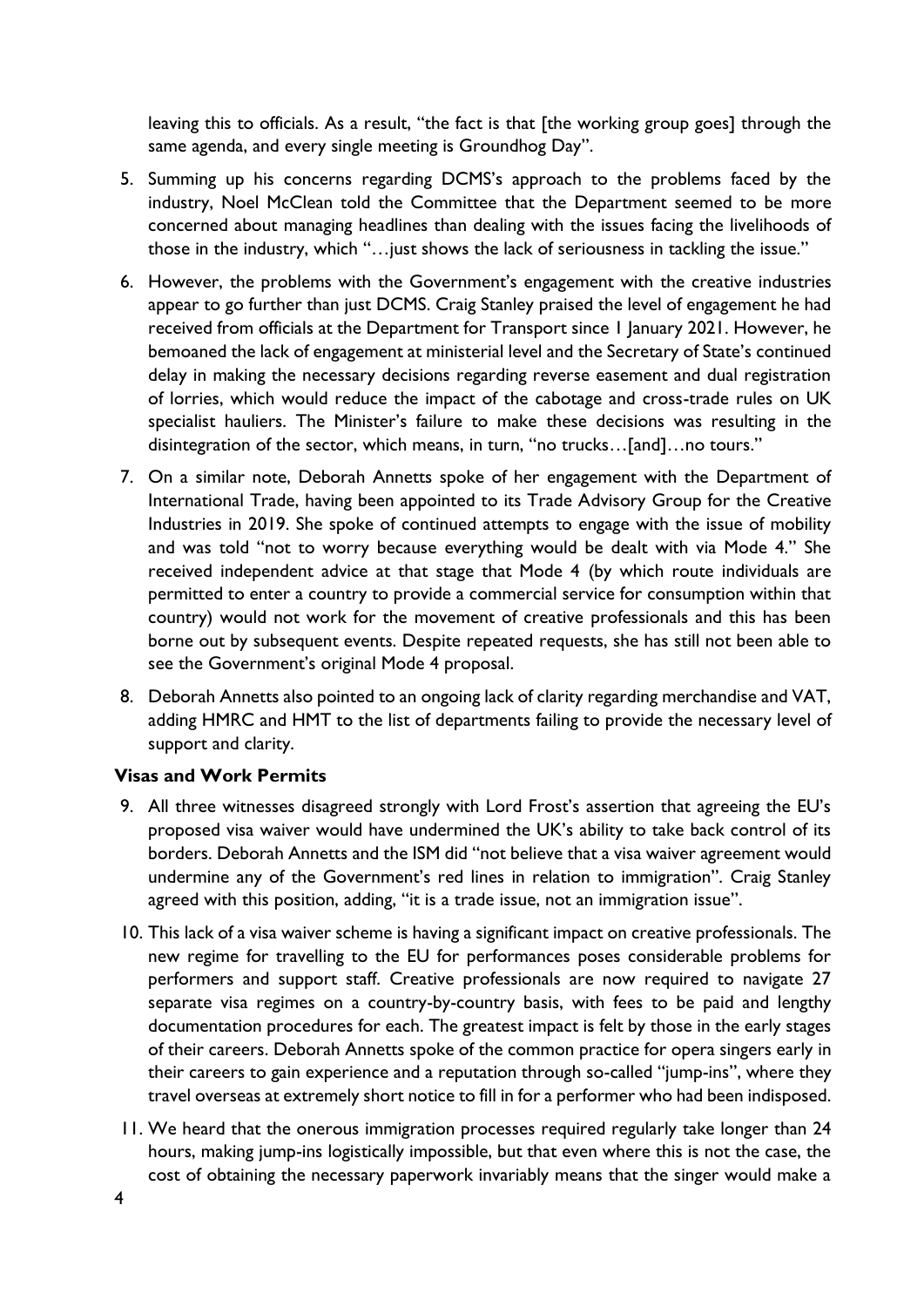leaving this to officials. As a result, "the fact is that [the working group goes] through the same agenda, and every single meeting is Groundhog Day".

5. Summing up his concerns regarding DCMS's approach to the problems faced by the industry, Noel McClean told the Committee that the Department seemed to be more concerned about managing headlines than dealing with the issues facing the livelihoods of those in the industry, which "…just shows the lack of seriousness in tackling the issue."

6. However, the problems with the Government's engagement with the creative industries appear to go further than just DCMS. Craig Stanley praised the level of engagement he had received from officials at the Department for Transport since 1 January 2021. However, he bemoaned the lack of engagement at ministerial level and the Secretary of State's continued delay in making the necessary decisions regarding reverse easement and dual registration of lorries, which would reduce the impact of the cabotage and cross-trade rules on UK specialist hauliers. The Minister's failure to make these decisions was resulting in the disintegration of the sector, which means, in turn, "no trucks…[and]…no tours."

7. On a similar note, Deborah Annetts spoke of her engagement with the Department of International Trade, having been appointed to its Trade Advisory Group for the Creative Industries in 2019. She spoke of continued attempts to engage with the issue of mobility and was told "not to worry because everything would be dealt with via Mode 4." She received independent advice at that stage that Mode 4 (by which route individuals are permitted to enter a country to provide a commercial service for consumption within that country) would not work for the movement of creative professionals and this has been borne out by subsequent events. Despite repeated requests, she has still not been able to see the Government's original Mode 4 proposal.

8. Deborah Annetts also pointed to an ongoing lack of clarity regarding merchandise and VAT, adding HMRC and HMT to the list of departments failing to provide the necessary level of support and clarity.

### Visas and Work Permits

9. All three witnesses disagreed strongly with Lord Frost's assertion that agreeing the EU's proposed visa waiver would have undermined the UK's ability to take back control of its borders. Deborah Annetts and the ISM did "not believe that a visa waiver agreement would undermine any of the Government's red lines in relation to immigration". Craig Stanley agreed with this position, adding, "it is a trade issue, not an immigration issue".

10. This lack of a visa waiver scheme is having a significant impact on creative professionals. The new regime for travelling to the EU for performances poses considerable problems for performers and support staff. Creative professionals are now required to navigate 27 separate visa regimes on a country-by-country basis, with fees to be paid and lengthy documentation procedures for each. The greatest impact is felt by those in the early stages of their careers. Deborah Annetts spoke of the common practice for opera singers early in their careers to gain experience and a reputation through so-called "jump-ins", where they travel overseas at extremely short notice to fill in for a performer who had been indisposed.

11. We heard that the onerous immigration processes required regularly take longer than 24 hours, making jump-ins logistically impossible, but that even where this is not the case, the cost of obtaining the necessary paperwork invariably means that the singer would make a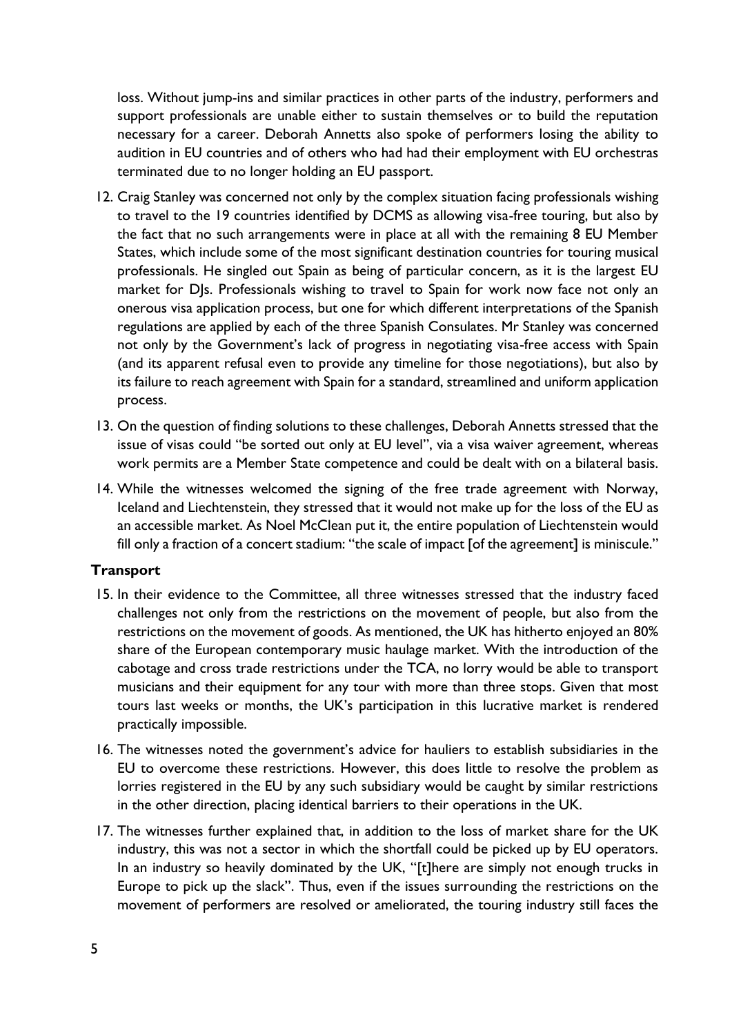loss. Without jump-ins and similar practices in other parts of the industry, performers and support professionals are unable either to sustain themselves or to build the reputation necessary for a career. Deborah Annetts also spoke of performers losing the ability to audition in EU countries and of others who had had their employment with EU orchestras terminated due to no longer holding an EU passport.

12. Craig Stanley was concerned not only by the complex situation facing professionals wishing to travel to the 19 countries identified by DCMS as allowing visa-free touring, but also by the fact that no such arrangements were in place at all with the remaining 8 EU Member States, which include some of the most significant destination countries for touring musical professionals. He singled out Spain as being of particular concern, as it is the largest EU market for DJs. Professionals wishing to travel to Spain for work now face not only an onerous visa application process, but one for which different interpretations of the Spanish regulations are applied by each of the three Spanish Consulates. Mr Stanley was concerned not only by the Government's lack of progress in negotiating visa-free access with Spain (and its apparent refusal even to provide any timeline for those negotiations), but also by its failure to reach agreement with Spain for a standard, streamlined and uniform application process.

13. On the question of finding solutions to these challenges, Deborah Annetts stressed that the issue of visas could "be sorted out only at EU level", via a visa waiver agreement, whereas work permits are a Member State competence and could be dealt with on a bilateral basis.

14. While the witnesses welcomed the signing of the free trade agreement with Norway, Iceland and Liechtenstein, they stressed that it would not make up for the loss of the EU as an accessible market. As Noel McClean put it, the entire population of Liechtenstein would fill only a fraction of a concert stadium: "the scale of impact [of the agreement] is miniscule."

### Transport

15. In their evidence to the Committee, all three witnesses stressed that the industry faced challenges not only from the restrictions on the movement of people, but also from the restrictions on the movement of goods. As mentioned, the UK has hitherto enjoyed an 80% share of the European contemporary music haulage market. With the introduction of the cabotage and cross trade restrictions under the TCA, no lorry would be able to transport musicians and their equipment for any tour with more than three stops. Given that most tours last weeks or months, the UK's participation in this lucrative market is rendered practically impossible.

16. The witnesses noted the government's advice for hauliers to establish subsidiaries in the EU to overcome these restrictions. However, this does little to resolve the problem as lorries registered in the EU by any such subsidiary would be caught by similar restrictions in the other direction, placing identical barriers to their operations in the UK.

17. The witnesses further explained that, in addition to the loss of market share for the UK industry, this was not a sector in which the shortfall could be picked up by EU operators. In an industry so heavily dominated by the UK, "[t]here are simply not enough trucks in Europe to pick up the slack". Thus, even if the issues surrounding the restrictions on the movement of performers are resolved or ameliorated, the touring industry still faces the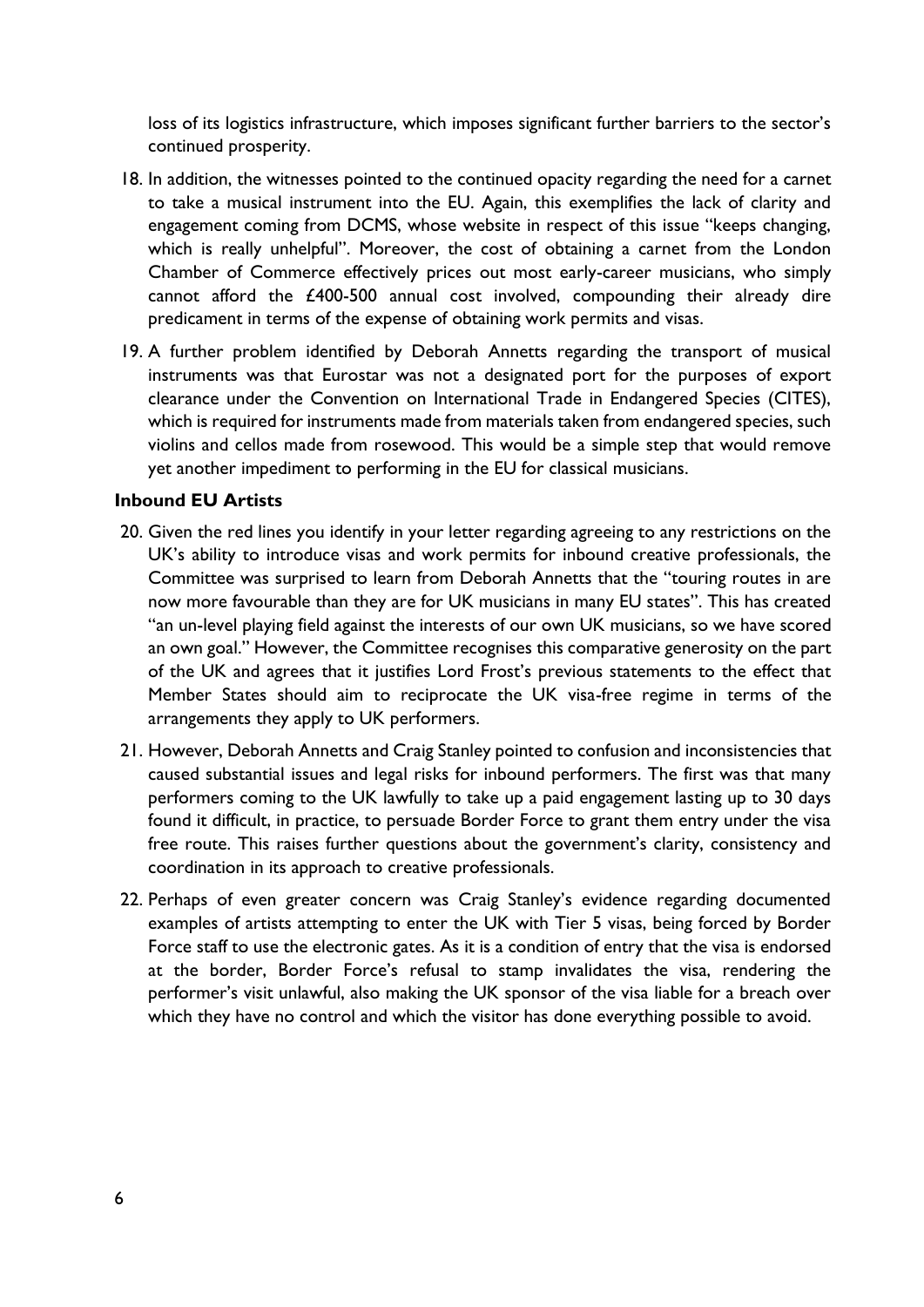loss of its logistics infrastructure, which imposes significant further barriers to the sector's continued prosperity.

18. In addition, the witnesses pointed to the continued opacity regarding the need for a carnet to take a musical instrument into the EU. Again, this exemplifies the lack of clarity and engagement coming from DCMS, whose website in respect of this issue "keeps changing, which is really unhelpful". Moreover, the cost of obtaining a carnet from the London Chamber of Commerce effectively prices out most early-career musicians, who simply cannot afford the £400-500 annual cost involved, compounding their already dire predicament in terms of the expense of obtaining work permits and visas.

19. A further problem identified by Deborah Annetts regarding the transport of musical instruments was that Eurostar was not a designated port for the purposes of export clearance under the Convention on International Trade in Endangered Species (CITES), which is required for instruments made from materials taken from endangered species, such violins and cellos made from rosewood. This would be a simple step that would remove yet another impediment to performing in the EU for classical musicians.

**Inbound EU Artists**

20. Given the red lines you identify in your letter regarding agreeing to any restrictions on the UK's ability to introduce visas and work permits for inbound creative professionals, the Committee was surprised to learn from Deborah Annetts that the "touring routes in are now more favourable than they are for UK musicians in many EU states". This has created "an un-level playing field against the interests of our own UK musicians, so we have scored an own goal." However, the Committee recognises this comparative generosity on the part of the UK and agrees that it justifies Lord Frost's previous statements to the effect that Member States should aim to reciprocate the UK visa-free regime in terms of the arrangements they apply to UK performers.

21. However, Deborah Annetts and Craig Stanley pointed to confusion and inconsistencies that caused substantial issues and legal risks for inbound performers. The first was that many performers coming to the UK lawfully to take up a paid engagement lasting up to 30 days found it difficult, in practice, to persuade Border Force to grant them entry under the visa free route. This raises further questions about the government's clarity, consistency and coordination in its approach to creative professionals.

22. Perhaps of even greater concern was Craig Stanley's evidence regarding documented examples of artists attempting to enter the UK with Tier 5 visas, being forced by Border Force staff to use the electronic gates. As it is a condition of entry that the visa is endorsed at the border, Border Force's refusal to stamp invalidates the visa, rendering the performer's visit unlawful, also making the UK sponsor of the visa liable for a breach over which they have no control and which the visitor has done everything possible to avoid.